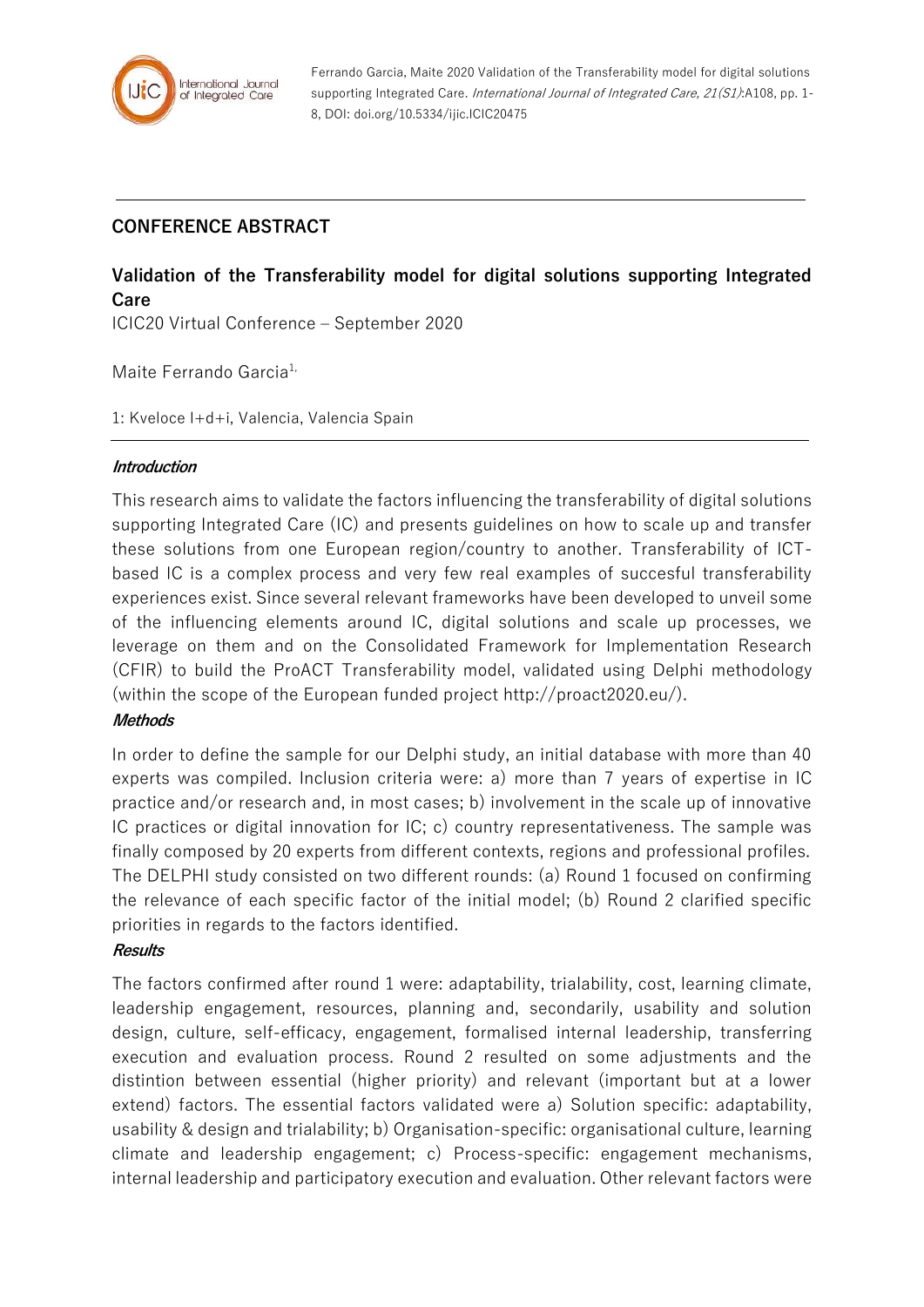## CONFERENCE ABSTRACT

# Validation of the Transferability model for digital solutions supporting Integrated Care

ICIC20 Virtual Conference – September 2020

Maite Ferrando Garcia[1,]

1: Kveloce I+d+i, Valencia, Valencia Spain

### *Introduction*

This research aims to validate the factors influencing the transferability of digital solutions supporting Integrated Care (IC) and presents guidelines on how to scale up and transfer these solutions from one European region/country to another. Transferability of ICT-based IC is a complex process and very few real examples of succesful transferability experiences exist. Since several relevant frameworks have been developed to unveil some of the influencing elements around IC, digital solutions and scale up processes, we leverage on them and on the Consolidated Framework for Implementation Research (CFIR) to build the ProACT Transferability model, validated using Delphi methodology (within the scope of the European funded project http://proact2020.eu/).

### *Methods*

In order to define the sample for our Delphi study, an initial database with more than 40 experts was compiled. Inclusion criteria were: a) more than 7 years of expertise in IC practice and/or research and, in most cases; b) involvement in the scale up of innovative IC practices or digital innovation for IC; c) country representativeness. The sample was finally composed by 20 experts from different contexts, regions and professional profiles. The DELPHI study consisted on two different rounds: (a) Round 1 focused on confirming the relevance of each specific factor of the initial model; (b) Round 2 clarified specific priorities in regards to the factors identified.

### *Results*

The factors confirmed after round 1 were: adaptability, trialability, cost, learning climate, leadership engagement, resources, planning and, secondarily, usability and solution design, culture, self-efficacy, engagement, formalised internal leadership, transferring execution and evaluation process. Round 2 resulted on some adjustments and the distintion between essential (higher priority) and relevant (important but at a lower extend) factors. The essential factors validated were a) Solution specific: adaptability, usability & design and trialability; b) Organisation-specific: organisational culture, learning climate and leadership engagement; c) Process-specific: engagement mechanisms, internal leadership and participatory execution and evaluation. Other relevant factors were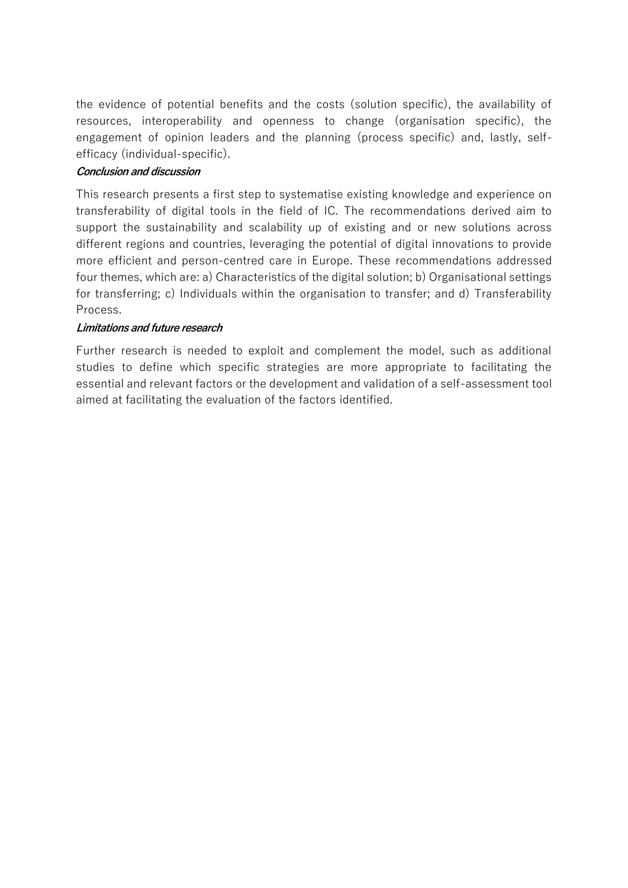the evidence of potential benefits and the costs (solution specific), the availability of resources, interoperability and openness to change (organisation specific), the engagement of opinion leaders and the planning (process specific) and, lastly, self-efficacy (individual-specific).

***Conclusion and discussion***

This research presents a first step to systematise existing knowledge and experience on transferability of digital tools in the field of IC. The recommendations derived aim to support the sustainability and scalability up of existing and or new solutions across different regions and countries, leveraging the potential of digital innovations to provide more efficient and person-centred care in Europe. These recommendations addressed four themes, which are: a) Characteristics of the digital solution; b) Organisational settings for transferring; c) Individuals within the organisation to transfer; and d) Transferability Process.

***Limitations and future research***

Further research is needed to exploit and complement the model, such as additional studies to define which specific strategies are more appropriate to facilitating the essential and relevant factors or the development and validation of a self-assessment tool aimed at facilitating the evaluation of the factors identified.